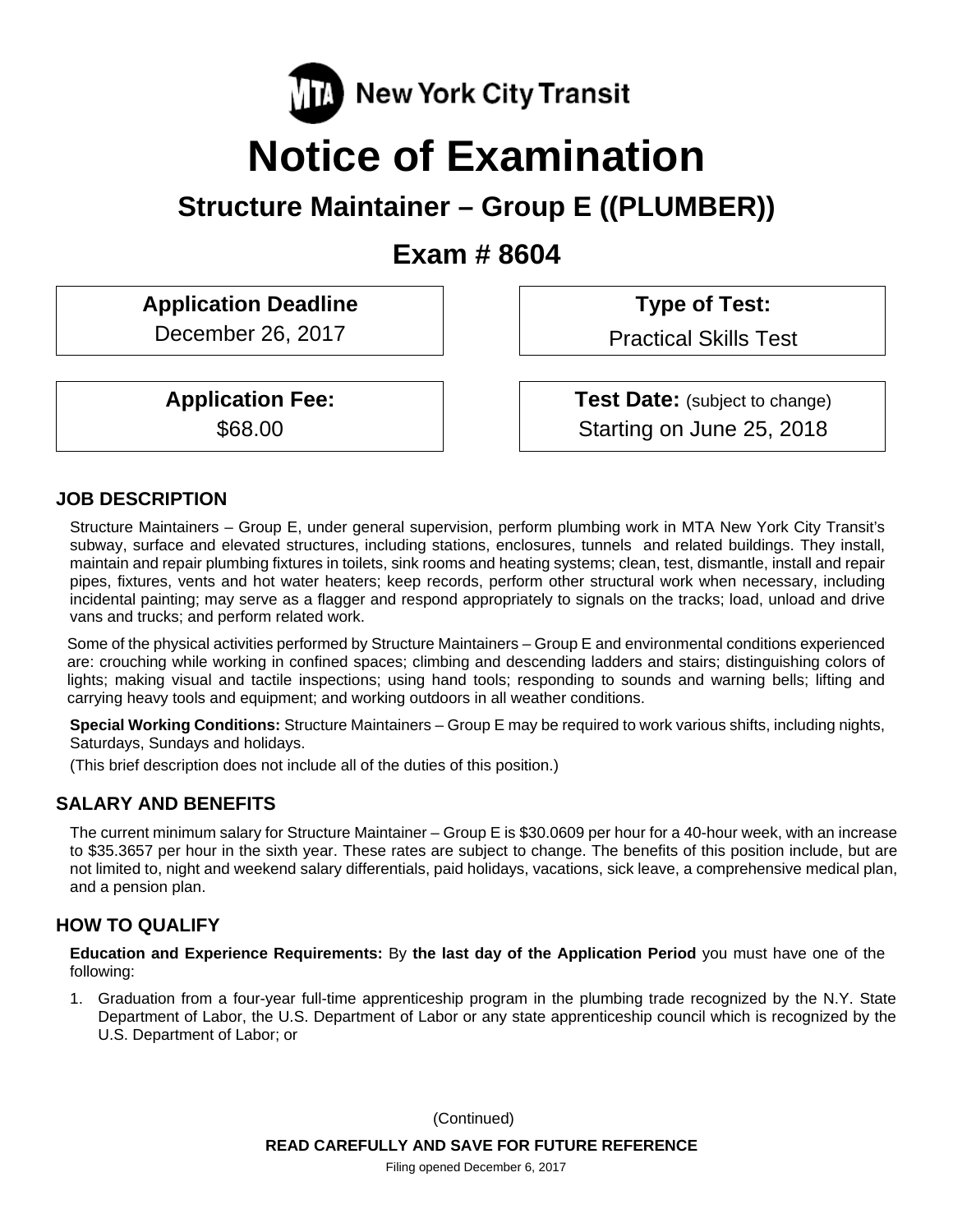MTA New York City Transit

# Notice of Examination

## Structure Maintainer – Group E ((PLUMBER))

## Exam # 8604

| Application Deadline | Type of Test: |
|---|---|
| December 26, 2017 | Practical Skills Test |

| Application Fee: | Test Date: (subject to change) |
|---|---|
| $68.00 | Starting on June 25, 2018 |

### JOB DESCRIPTION

Structure Maintainers – Group E, under general supervision, perform plumbing work in MTA New York City Transit's subway, surface and elevated structures, including stations, enclosures, tunnels and related buildings. They install, maintain and repair plumbing fixtures in toilets, sink rooms and heating systems; clean, test, dismantle, install and repair pipes, fixtures, vents and hot water heaters; keep records, perform other structural work when necessary, including incidental painting; may serve as a flagger and respond appropriately to signals on the tracks; load, unload and drive vans and trucks; and perform related work.

Some of the physical activities performed by Structure Maintainers – Group E and environmental conditions experienced are: crouching while working in confined spaces; climbing and descending ladders and stairs; distinguishing colors of lights; making visual and tactile inspections; using hand tools; responding to sounds and warning bells; lifting and carrying heavy tools and equipment; and working outdoors in all weather conditions.

**Special Working Conditions:** Structure Maintainers – Group E may be required to work various shifts, including nights, Saturdays, Sundays and holidays.

(This brief description does not include all of the duties of this position.)

### SALARY AND BENEFITS

The current minimum salary for Structure Maintainer – Group E is $30.0609 per hour for a 40-hour week, with an increase to $35.3657 per hour in the sixth year. These rates are subject to change. The benefits of this position include, but are not limited to, night and weekend salary differentials, paid holidays, vacations, sick leave, a comprehensive medical plan, and a pension plan.

### HOW TO QUALIFY

**Education and Experience Requirements:** By **the last day of the Application Period** you must have one of the following:

1. Graduation from a four-year full-time apprenticeship program in the plumbing trade recognized by the N.Y. State Department of Labor, the U.S. Department of Labor or any state apprenticeship council which is recognized by the U.S. Department of Labor; or

(Continued)

**READ CAREFULLY AND SAVE FOR FUTURE REFERENCE**

Filing opened December 6, 2017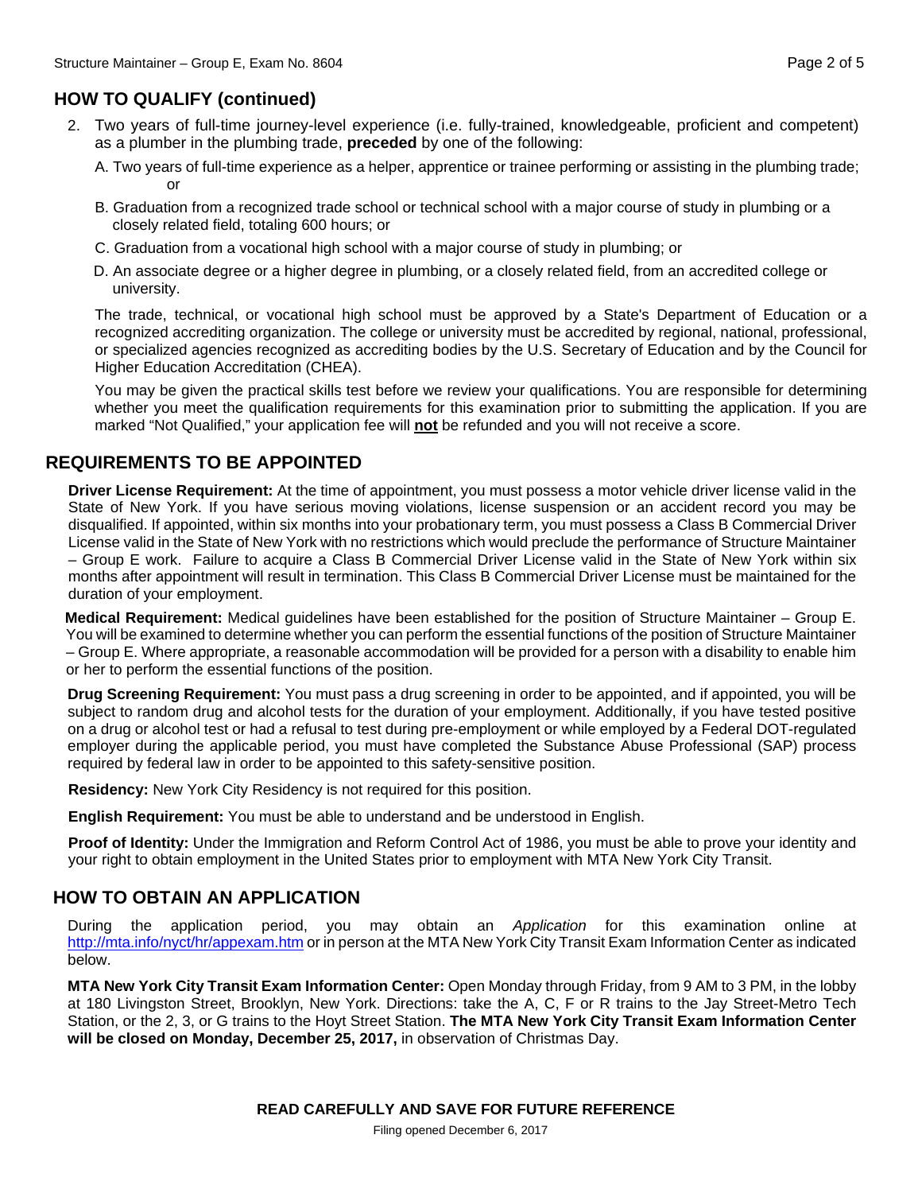## HOW TO QUALIFY (continued)

2. Two years of full-time journey-level experience (i.e. fully-trained, knowledgeable, proficient and competent) as a plumber in the plumbing trade, **preceded** by one of the following:

   A. Two years of full-time experience as a helper, apprentice or trainee performing or assisting in the plumbing trade; or

   B. Graduation from a recognized trade school or technical school with a major course of study in plumbing or a closely related field, totaling 600 hours; or

   C. Graduation from a vocational high school with a major course of study in plumbing; or

   D. An associate degree or a higher degree in plumbing, or a closely related field, from an accredited college or university.

   The trade, technical, or vocational high school must be approved by a State's Department of Education or a recognized accrediting organization. The college or university must be accredited by regional, national, professional, or specialized agencies recognized as accrediting bodies by the U.S. Secretary of Education and by the Council for Higher Education Accreditation (CHEA).

   You may be given the practical skills test before we review your qualifications. You are responsible for determining whether you meet the qualification requirements for this examination prior to submitting the application. If you are marked "Not Qualified," your application fee will **not** be refunded and you will not receive a score.

## REQUIREMENTS TO BE APPOINTED

**Driver License Requirement:** At the time of appointment, you must possess a motor vehicle driver license valid in the State of New York. If you have serious moving violations, license suspension or an accident record you may be disqualified. If appointed, within six months into your probationary term, you must possess a Class B Commercial Driver License valid in the State of New York with no restrictions which would preclude the performance of Structure Maintainer – Group E work. Failure to acquire a Class B Commercial Driver License valid in the State of New York within six months after appointment will result in termination. This Class B Commercial Driver License must be maintained for the duration of your employment.

**Medical Requirement:** Medical guidelines have been established for the position of Structure Maintainer – Group E. You will be examined to determine whether you can perform the essential functions of the position of Structure Maintainer – Group E. Where appropriate, a reasonable accommodation will be provided for a person with a disability to enable him or her to perform the essential functions of the position.

**Drug Screening Requirement:** You must pass a drug screening in order to be appointed, and if appointed, you will be subject to random drug and alcohol tests for the duration of your employment. Additionally, if you have tested positive on a drug or alcohol test or had a refusal to test during pre-employment or while employed by a Federal DOT-regulated employer during the applicable period, you must have completed the Substance Abuse Professional (SAP) process required by federal law in order to be appointed to this safety-sensitive position.

**Residency:** New York City Residency is not required for this position.

**English Requirement:** You must be able to understand and be understood in English.

**Proof of Identity:** Under the Immigration and Reform Control Act of 1986, you must be able to prove your identity and your right to obtain employment in the United States prior to employment with MTA New York City Transit.

## HOW TO OBTAIN AN APPLICATION

During the application period, you may obtain an *Application* for this examination online at http://mta.info/nyct/hr/appexam.htm or in person at the MTA New York City Transit Exam Information Center as indicated below.

**MTA New York City Transit Exam Information Center:** Open Monday through Friday, from 9 AM to 3 PM, in the lobby at 180 Livingston Street, Brooklyn, New York. Directions: take the A, C, F or R trains to the Jay Street-Metro Tech Station, or the 2, 3, or G trains to the Hoyt Street Station. **The MTA New York City Transit Exam Information Center will be closed on Monday, December 25, 2017,** in observation of Christmas Day.

**READ CAREFULLY AND SAVE FOR FUTURE REFERENCE**

Filing opened December 6, 2017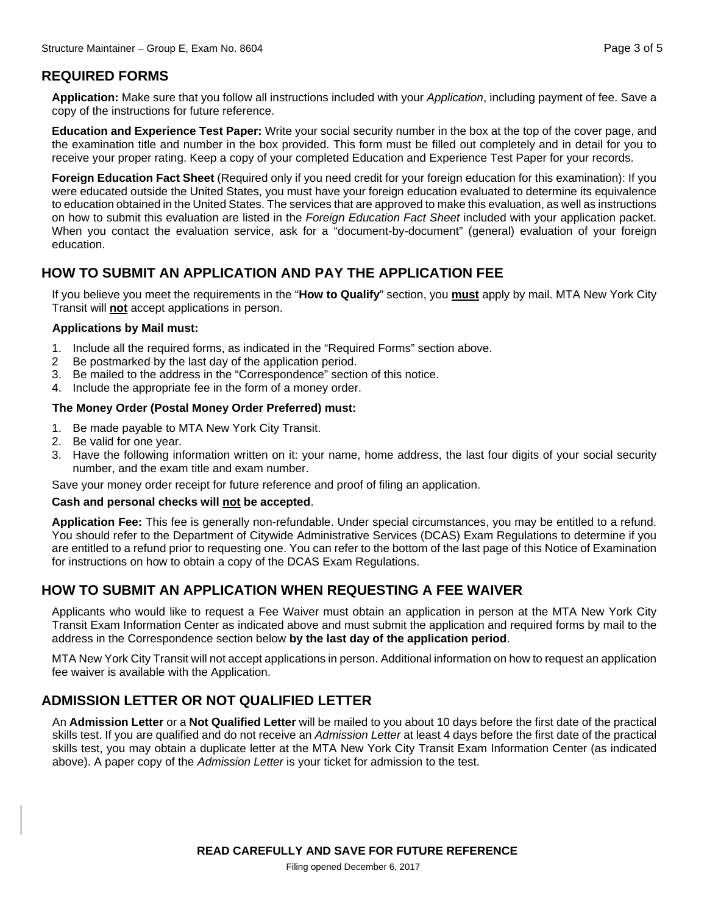## REQUIRED FORMS

**Application:** Make sure that you follow all instructions included with your *Application*, including payment of fee. Save a copy of the instructions for future reference.

**Education and Experience Test Paper:** Write your social security number in the box at the top of the cover page, and the examination title and number in the box provided. This form must be filled out completely and in detail for you to receive your proper rating. Keep a copy of your completed Education and Experience Test Paper for your records.

**Foreign Education Fact Sheet** (Required only if you need credit for your foreign education for this examination): If you were educated outside the United States, you must have your foreign education evaluated to determine its equivalence to education obtained in the United States. The services that are approved to make this evaluation, as well as instructions on how to submit this evaluation are listed in the *Foreign Education Fact Sheet* included with your application packet. When you contact the evaluation service, ask for a "document-by-document" (general) evaluation of your foreign education.

## HOW TO SUBMIT AN APPLICATION AND PAY THE APPLICATION FEE

If you believe you meet the requirements in the "**How to Qualify**" section, you **must** apply by mail. MTA New York City Transit will **not** accept applications in person.

**Applications by Mail must:**

1. Include all the required forms, as indicated in the "Required Forms" section above.
2. Be postmarked by the last day of the application period.
3. Be mailed to the address in the "Correspondence" section of this notice.
4. Include the appropriate fee in the form of a money order.

**The Money Order (Postal Money Order Preferred) must:**

1. Be made payable to MTA New York City Transit.
2. Be valid for one year.
3. Have the following information written on it: your name, home address, the last four digits of your social security number, and the exam title and exam number.

Save your money order receipt for future reference and proof of filing an application.

**Cash and personal checks will not be accepted**.

**Application Fee:** This fee is generally non-refundable. Under special circumstances, you may be entitled to a refund. You should refer to the Department of Citywide Administrative Services (DCAS) Exam Regulations to determine if you are entitled to a refund prior to requesting one. You can refer to the bottom of the last page of this Notice of Examination for instructions on how to obtain a copy of the DCAS Exam Regulations.

## HOW TO SUBMIT AN APPLICATION WHEN REQUESTING A FEE WAIVER

Applicants who would like to request a Fee Waiver must obtain an application in person at the MTA New York City Transit Exam Information Center as indicated above and must submit the application and required forms by mail to the address in the Correspondence section below **by the last day of the application period**.

MTA New York City Transit will not accept applications in person. Additional information on how to request an application fee waiver is available with the Application.

## ADMISSION LETTER OR NOT QUALIFIED LETTER

An **Admission Letter** or a **Not Qualified Letter** will be mailed to you about 10 days before the first date of the practical skills test. If you are qualified and do not receive an *Admission Letter* at least 4 days before the first date of the practical skills test, you may obtain a duplicate letter at the MTA New York City Transit Exam Information Center (as indicated above). A paper copy of the *Admission Letter* is your ticket for admission to the test.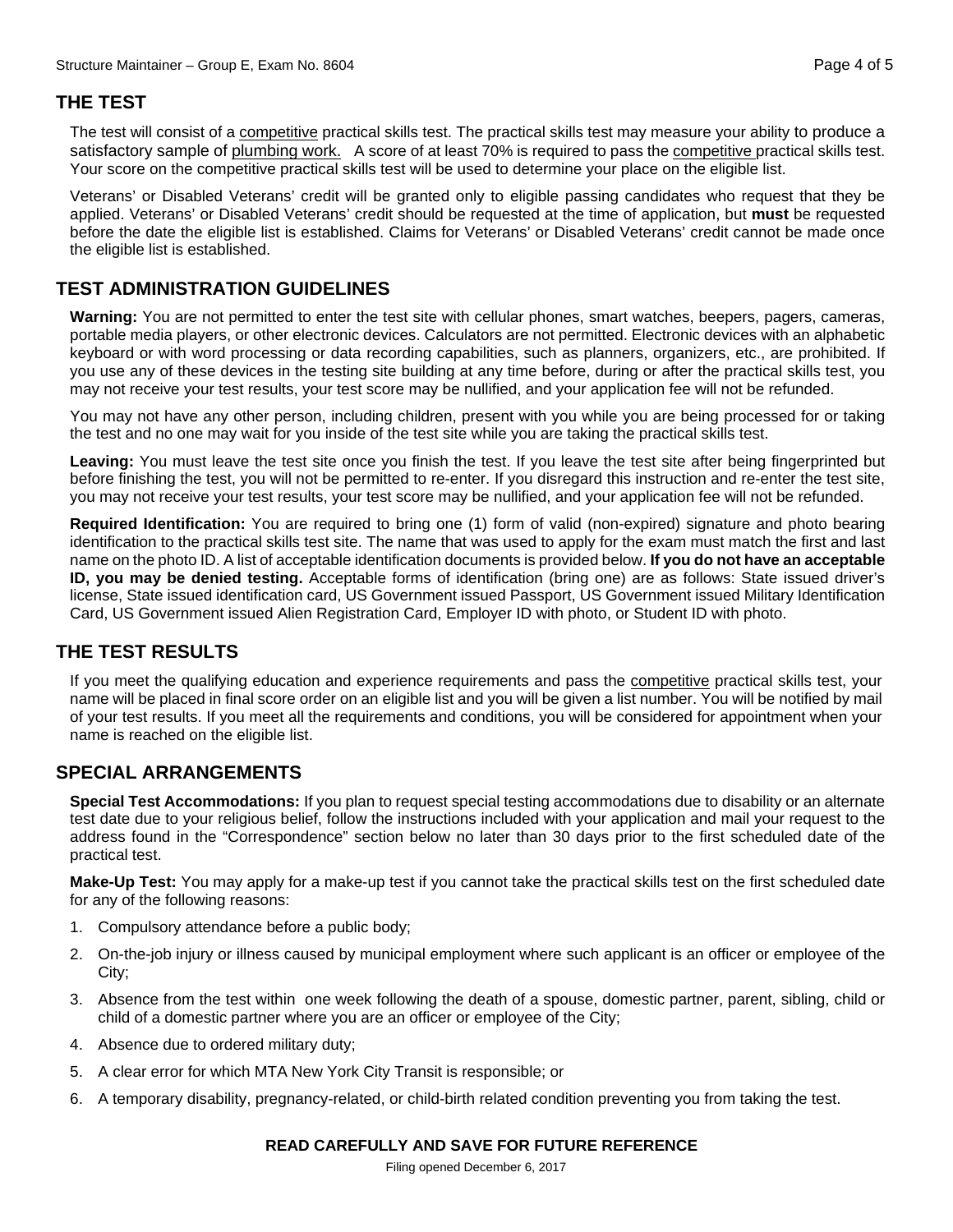## THE TEST

The test will consist of a competitive practical skills test. The practical skills test may measure your ability to produce a satisfactory sample of plumbing work. A score of at least 70% is required to pass the competitive practical skills test. Your score on the competitive practical skills test will be used to determine your place on the eligible list.

Veterans' or Disabled Veterans' credit will be granted only to eligible passing candidates who request that they be applied. Veterans' or Disabled Veterans' credit should be requested at the time of application, but **must** be requested before the date the eligible list is established. Claims for Veterans' or Disabled Veterans' credit cannot be made once the eligible list is established.

## TEST ADMINISTRATION GUIDELINES

**Warning:** You are not permitted to enter the test site with cellular phones, smart watches, beepers, pagers, cameras, portable media players, or other electronic devices. Calculators are not permitted. Electronic devices with an alphabetic keyboard or with word processing or data recording capabilities, such as planners, organizers, etc., are prohibited. If you use any of these devices in the testing site building at any time before, during or after the practical skills test, you may not receive your test results, your test score may be nullified, and your application fee will not be refunded.

You may not have any other person, including children, present with you while you are being processed for or taking the test and no one may wait for you inside of the test site while you are taking the practical skills test.

**Leaving:** You must leave the test site once you finish the test. If you leave the test site after being fingerprinted but before finishing the test, you will not be permitted to re-enter. If you disregard this instruction and re-enter the test site, you may not receive your test results, your test score may be nullified, and your application fee will not be refunded.

**Required Identification:** You are required to bring one (1) form of valid (non-expired) signature and photo bearing identification to the practical skills test site. The name that was used to apply for the exam must match the first and last name on the photo ID. A list of acceptable identification documents is provided below. **If you do not have an acceptable ID, you may be denied testing.** Acceptable forms of identification (bring one) are as follows: State issued driver's license, State issued identification card, US Government issued Passport, US Government issued Military Identification Card, US Government issued Alien Registration Card, Employer ID with photo, or Student ID with photo.

## THE TEST RESULTS

If you meet the qualifying education and experience requirements and pass the competitive practical skills test, your name will be placed in final score order on an eligible list and you will be given a list number. You will be notified by mail of your test results. If you meet all the requirements and conditions, you will be considered for appointment when your name is reached on the eligible list.

## SPECIAL ARRANGEMENTS

**Special Test Accommodations:** If you plan to request special testing accommodations due to disability or an alternate test date due to your religious belief, follow the instructions included with your application and mail your request to the address found in the "Correspondence" section below no later than 30 days prior to the first scheduled date of the practical test.

**Make-Up Test:** You may apply for a make-up test if you cannot take the practical skills test on the first scheduled date for any of the following reasons:

1. Compulsory attendance before a public body;
2. On-the-job injury or illness caused by municipal employment where such applicant is an officer or employee of the City;
3. Absence from the test within one week following the death of a spouse, domestic partner, parent, sibling, child or child of a domestic partner where you are an officer or employee of the City;
4. Absence due to ordered military duty;
5. A clear error for which MTA New York City Transit is responsible; or
6. A temporary disability, pregnancy-related, or child-birth related condition preventing you from taking the test.

**READ CAREFULLY AND SAVE FOR FUTURE REFERENCE**

Filing opened December 6, 2017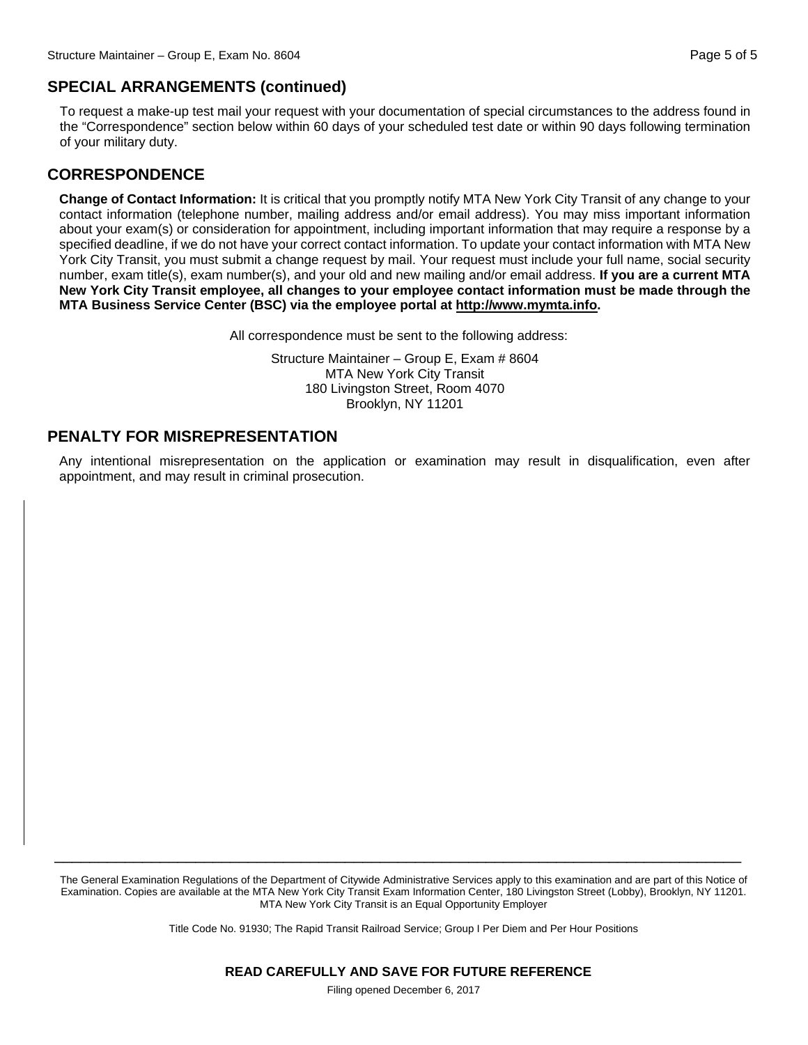## SPECIAL ARRANGEMENTS (continued)

To request a make-up test mail your request with your documentation of special circumstances to the address found in the "Correspondence" section below within 60 days of your scheduled test date or within 90 days following termination of your military duty.

## CORRESPONDENCE

**Change of Contact Information:** It is critical that you promptly notify MTA New York City Transit of any change to your contact information (telephone number, mailing address and/or email address). You may miss important information about your exam(s) or consideration for appointment, including important information that may require a response by a specified deadline, if we do not have your correct contact information. To update your contact information with MTA New York City Transit, you must submit a change request by mail. Your request must include your full name, social security number, exam title(s), exam number(s), and your old and new mailing and/or email address. **If you are a current MTA New York City Transit employee, all changes to your employee contact information must be made through the MTA Business Service Center (BSC) via the employee portal at http://www.mymta.info.**

All correspondence must be sent to the following address:

Structure Maintainer – Group E, Exam # 8604
MTA New York City Transit
180 Livingston Street, Room 4070
Brooklyn, NY 11201

## PENALTY FOR MISREPRESENTATION

Any intentional misrepresentation on the application or examination may result in disqualification, even after appointment, and may result in criminal prosecution.

---

The General Examination Regulations of the Department of Citywide Administrative Services apply to this examination and are part of this Notice of Examination. Copies are available at the MTA New York City Transit Exam Information Center, 180 Livingston Street (Lobby), Brooklyn, NY 11201. MTA New York City Transit is an Equal Opportunity Employer

Title Code No. 91930; The Rapid Transit Railroad Service; Group I Per Diem and Per Hour Positions

**READ CAREFULLY AND SAVE FOR FUTURE REFERENCE**

Filing opened December 6, 2017